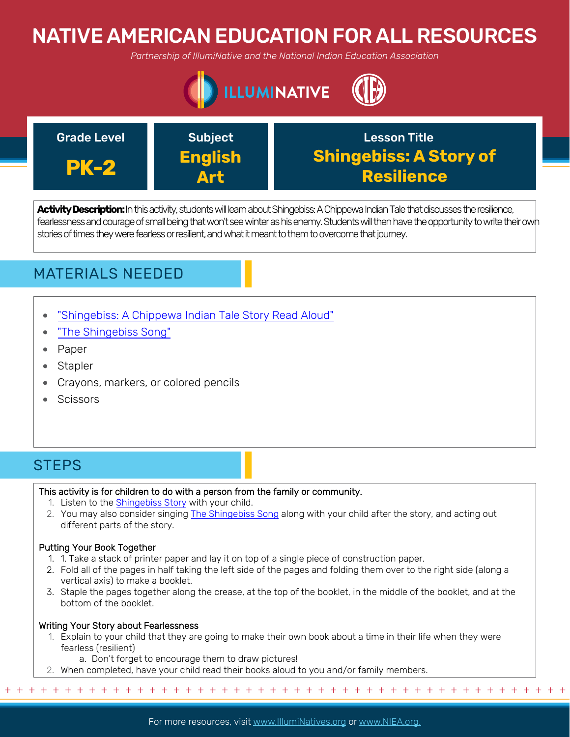# NATIVE AMERICAN EDUCATION FOR ALL RESOURCES

*Partnership of IllumiNative and the National Indian Education Association*

ILLUMINATIVE

| Grade Level | Subject | Lesson Title |
| --- | --- | --- |
| **PK-2** | **English Art** | **Shingebiss: A Story of Resilience** |

**Activity Description:** In this activity, students will learn about Shingebiss: A Chippewa Indian Tale that discusses the resilience, fearlessness and courage of small being that won't see winter as his enemy. Students will then have the opportunity to write their own stories of times they were fearless or resilient, and what it meant to them to overcome that journey.

## MATERIALS NEEDED

- "Shingebiss: A Chippewa Indian Tale Story Read Aloud"
- "The Shingebiss Song"
- Paper
- Stapler
- Crayons, markers, or colored pencils
- Scissors

## STEPS

This activity is for children to do with a person from the family or community.

1. Listen to the Shingebiss Story with your child.
2. You may also consider singing The Shingebiss Song along with your child after the story, and acting out different parts of the story.

Putting Your Book Together

1. 1. Take a stack of printer paper and lay it on top of a single piece of construction paper.
2. Fold all of the pages in half taking the left side of the pages and folding them over to the right side (along a vertical axis) to make a booklet.
3. Staple the pages together along the crease, at the top of the booklet, in the middle of the booklet, and at the bottom of the booklet.

Writing Your Story about Fearlessness

1. Explain to your child that they are going to make their own book about a time in their life when they were fearless (resilient)
   a. Don't forget to encourage them to draw pictures!
2. When completed, have your child read their books aloud to you and/or family members.

For more resources, visit www.IllumiNatives.org or www.NIEA.org.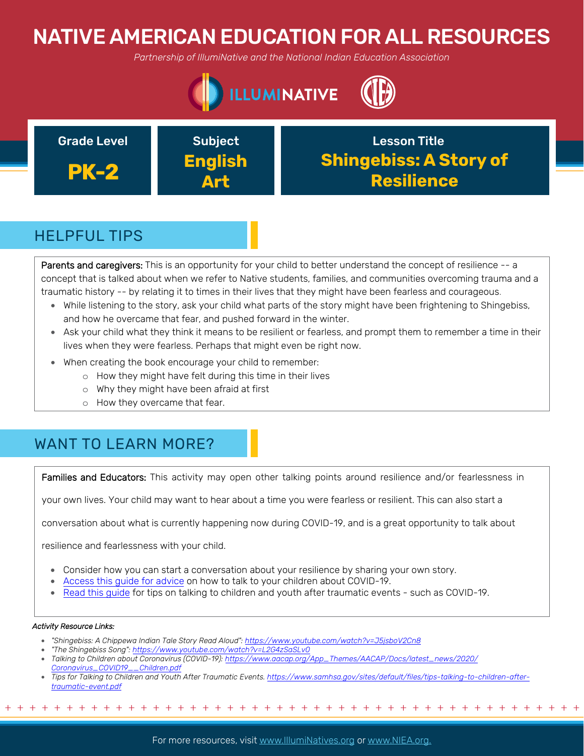# NATIVE AMERICAN EDUCATION FOR ALL RESOURCES

*Partnership of IllumiNative and the National Indian Education Association*

| Grade Level | Subject | Lesson Title |
|---|---|---|
| **PK-2** | **English Art** | **Shingebiss: A Story of Resilience** |

## HELPFUL TIPS

Parents and caregivers: This is an opportunity for your child to better understand the concept of resilience -- a concept that is talked about when we refer to Native students, families, and communities overcoming trauma and a traumatic history -- by relating it to times in their lives that they might have been fearless and courageous.

- While listening to the story, ask your child what parts of the story might have been frightening to Shingebiss, and how he overcame that fear, and pushed forward in the winter.
- Ask your child what they think it means to be resilient or fearless, and prompt them to remember a time in their lives when they were fearless. Perhaps that might even be right now.
- When creating the book encourage your child to remember:
  - How they might have felt during this time in their lives
  - Why they might have been afraid at first
  - How they overcame that fear.

## WANT TO LEARN MORE?

Families and Educators: This activity may open other talking points around resilience and/or fearlessness in your own lives. Your child may want to hear about a time you were fearless or resilient. This can also start a conversation about what is currently happening now during COVID-19, and is a great opportunity to talk about resilience and fearlessness with your child.

- Consider how you can start a conversation about your resilience by sharing your own story.
- Access this guide for advice on how to talk to your children about COVID-19.
- Read this guide for tips on talking to children and youth after traumatic events - such as COVID-19.

*Activity Resource Links:*

- *"Shingebiss: A Chippewa Indian Tale Story Read Aloud": https://www.youtube.com/watch?v=J5jsboV2Cn8*
- *"The Shingebiss Song": https://www.youtube.com/watch?v=L2G4zSaSLv0*
- *Talking to Children about Coronavirus (COVID-19): https://www.aacap.org/App_Themes/AACAP/Docs/latest_news/2020/Coronavirus_COVID19__Children.pdf*
- *Tips for Talking to Children and Youth After Traumatic Events. https://www.samhsa.gov/sites/default/files/tips-talking-to-children-after-traumatic-event.pdf*

For more resources, visit www.IllumiNatives.org or www.NIEA.org.